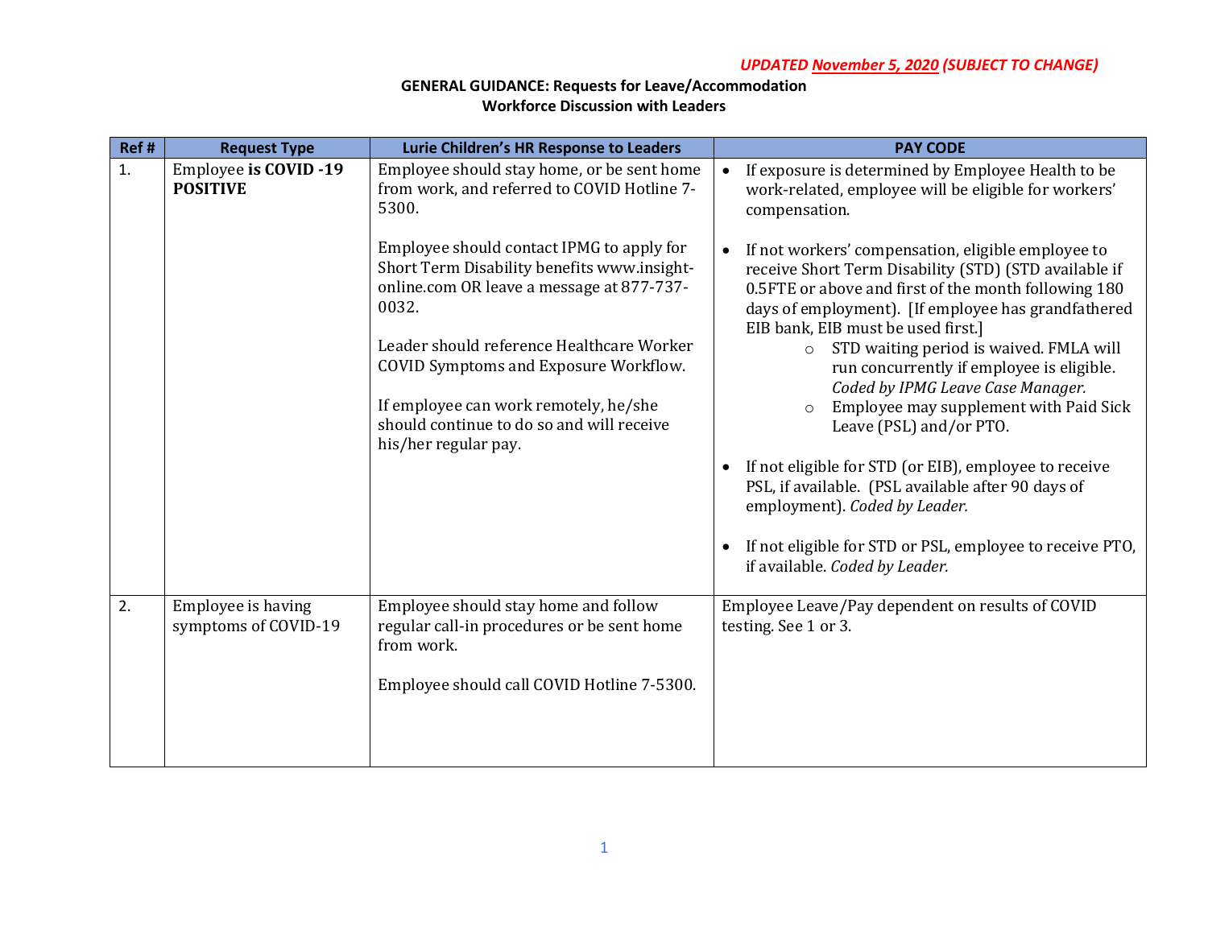*UPDATED November 5, 2020 (SUBJECT TO CHANGE)*

**GENERAL GUIDANCE: Requests for Leave/Accommodation**
**Workforce Discussion with Leaders**

| Ref # | Request Type | Lurie Children's HR Response to Leaders | PAY CODE |
|---|---|---|---|
| 1. | Employee **is COVID -19 POSITIVE** | Employee should stay home, or be sent home from work, and referred to COVID Hotline 7-5300.<br><br>Employee should contact IPMG to apply for Short Term Disability benefits www.insight-online.com OR leave a message at 877-737-0032.<br><br>Leader should reference Healthcare Worker COVID Symptoms and Exposure Workflow.<br><br>If employee can work remotely, he/she should continue to do so and will receive his/her regular pay. | • If exposure is determined by Employee Health to be work-related, employee will be eligible for workers' compensation.<br><br>• If not workers' compensation, eligible employee to receive Short Term Disability (STD) (STD available if 0.5FTE or above and first of the month following 180 days of employment). [If employee has grandfathered EIB bank, EIB must be used first.]<br>&nbsp;&nbsp;&nbsp;&nbsp;○ STD waiting period is waived. FMLA will run concurrently if employee is eligible. *Coded by IPMG Leave Case Manager.*<br>&nbsp;&nbsp;&nbsp;&nbsp;○ Employee may supplement with Paid Sick Leave (PSL) and/or PTO.<br><br>• If not eligible for STD (or EIB), employee to receive PSL, if available. (PSL available after 90 days of employment). *Coded by Leader.*<br><br>• If not eligible for STD or PSL, employee to receive PTO, if available. *Coded by Leader.* |
| 2. | Employee is having symptoms of COVID-19 | Employee should stay home and follow regular call-in procedures or be sent home from work.<br><br>Employee should call COVID Hotline 7-5300. | Employee Leave/Pay dependent on results of COVID testing. See 1 or 3. |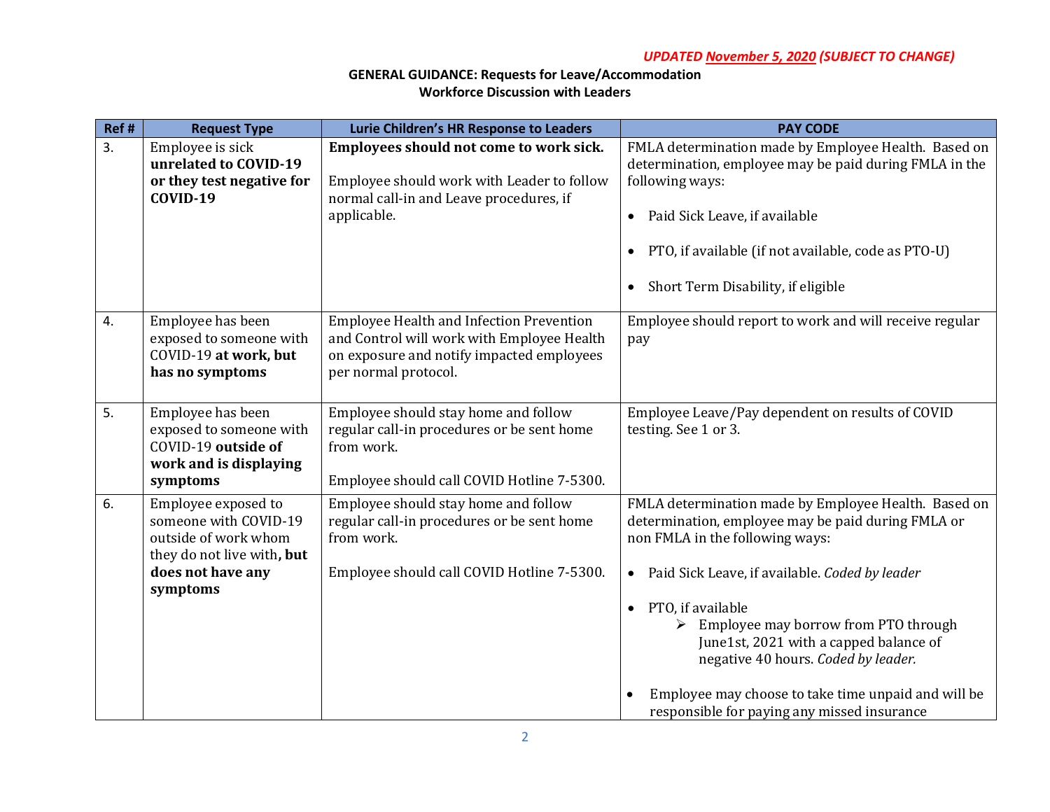*UPDATED November 5, 2020 (SUBJECT TO CHANGE)*

**GENERAL GUIDANCE: Requests for Leave/Accommodation**
**Workforce Discussion with Leaders**

| Ref # | Request Type | Lurie Children's HR Response to Leaders | PAY CODE |
|---|---|---|---|
| 3. | Employee is sick **unrelated to COVID-19 or they test negative for COVID-19** | **Employees should not come to work sick.**<br><br>Employee should work with Leader to follow normal call-in and Leave procedures, if applicable. | FMLA determination made by Employee Health. Based on determination, employee may be paid during FMLA in the following ways:<br><br>• Paid Sick Leave, if available<br><br>• PTO, if available (if not available, code as PTO-U)<br><br>• Short Term Disability, if eligible |
| 4. | Employee has been exposed to someone with COVID-19 **at work, but has no symptoms** | Employee Health and Infection Prevention and Control will work with Employee Health on exposure and notify impacted employees per normal protocol. | Employee should report to work and will receive regular pay |
| 5. | Employee has been exposed to someone with COVID-19 **outside of work and is displaying symptoms** | Employee should stay home and follow regular call-in procedures or be sent home from work.<br><br>Employee should call COVID Hotline 7-5300. | Employee Leave/Pay dependent on results of COVID testing. See 1 or 3. |
| 6. | Employee exposed to someone with COVID-19 outside of work whom they do not live with**, but does not have any symptoms** | Employee should stay home and follow regular call-in procedures or be sent home from work.<br><br>Employee should call COVID Hotline 7-5300. | FMLA determination made by Employee Health. Based on determination, employee may be paid during FMLA or non FMLA in the following ways:<br><br>• Paid Sick Leave, if available. *Coded by leader*<br><br>• PTO, if available<br>  ➢ Employee may borrow from PTO through June1st, 2021 with a capped balance of negative 40 hours. *Coded by leader.*<br><br>• Employee may choose to take time unpaid and will be responsible for paying any missed insurance |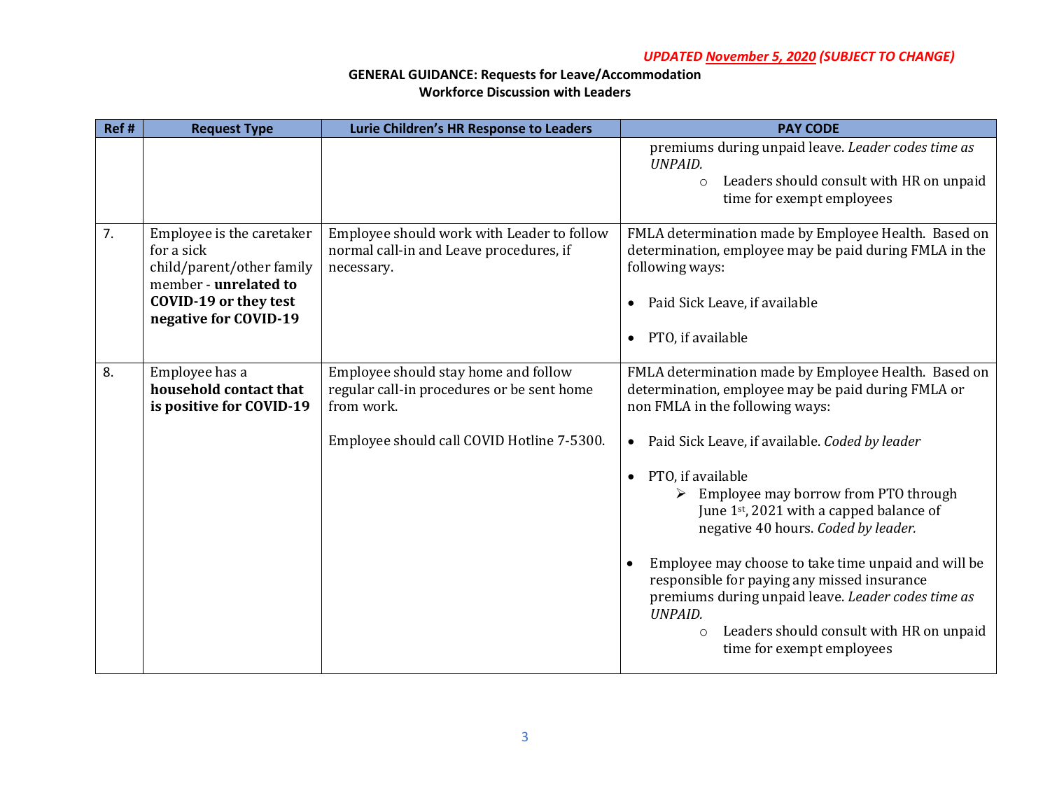*UPDATED November 5, 2020 (SUBJECT TO CHANGE)*

**GENERAL GUIDANCE: Requests for Leave/Accommodation**
**Workforce Discussion with Leaders**

| Ref # | Request Type | Lurie Children's HR Response to Leaders | PAY CODE |
|---|---|---|---|
| | | | premiums during unpaid leave. *Leader codes time as UNPAID.*<br>○ Leaders should consult with HR on unpaid time for exempt employees |
| 7. | Employee is the caretaker for a sick child/parent/other family member - **unrelated to COVID-19 or they test negative for COVID-19** | Employee should work with Leader to follow normal call-in and Leave procedures, if necessary. | FMLA determination made by Employee Health. Based on determination, employee may be paid during FMLA in the following ways:<br>• Paid Sick Leave, if available<br>• PTO, if available |
| 8. | Employee has a **household contact that is positive for COVID-19** | Employee should stay home and follow regular call-in procedures or be sent home from work.<br><br>Employee should call COVID Hotline 7-5300. | FMLA determination made by Employee Health. Based on determination, employee may be paid during FMLA or non FMLA in the following ways:<br>• Paid Sick Leave, if available. *Coded by leader*<br>• PTO, if available<br>➢ Employee may borrow from PTO through June 1st, 2021 with a capped balance of negative 40 hours. *Coded by leader.*<br>• Employee may choose to take time unpaid and will be responsible for paying any missed insurance premiums during unpaid leave. *Leader codes time as UNPAID.*<br>○ Leaders should consult with HR on unpaid time for exempt employees |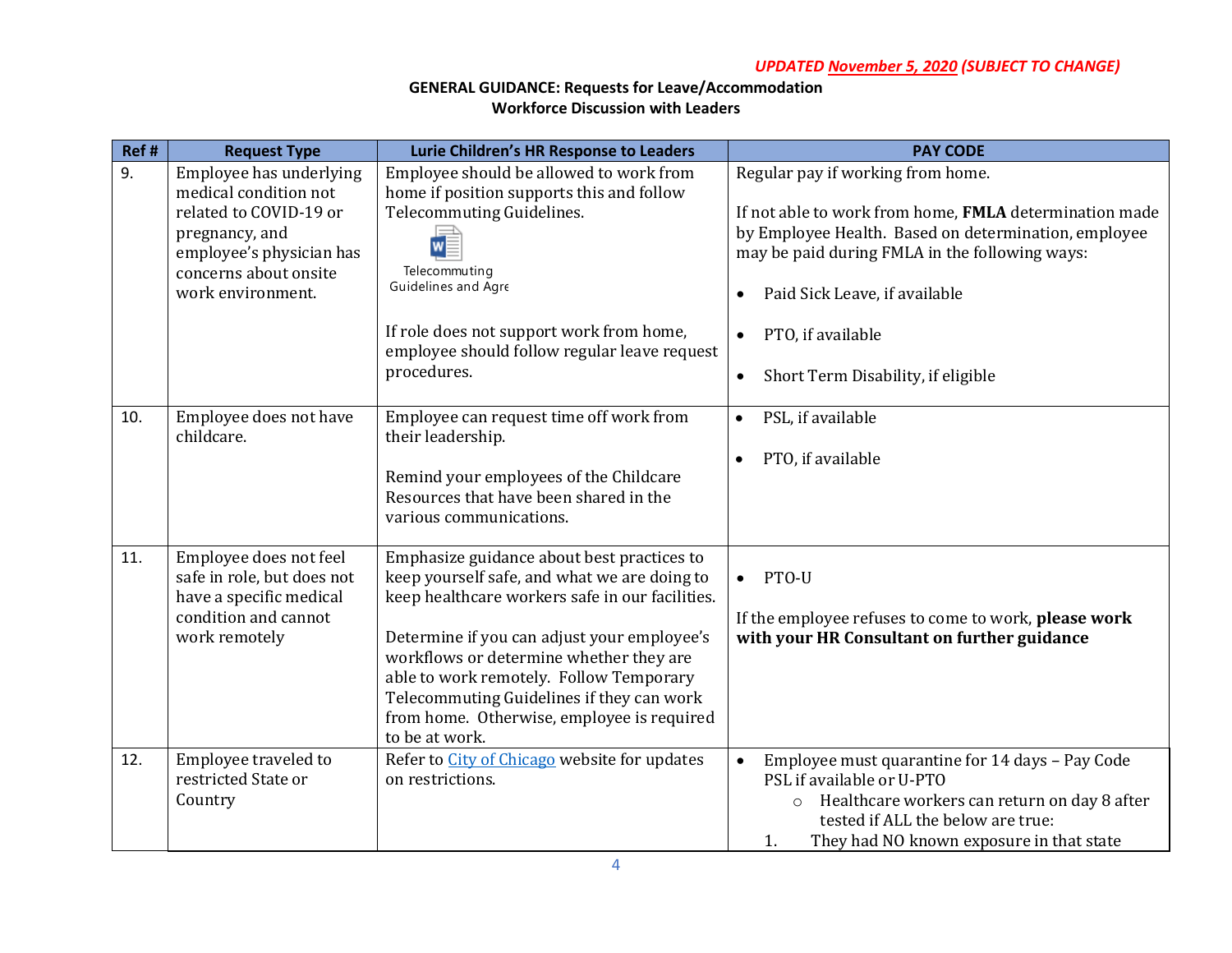*UPDATED November 5, 2020 (SUBJECT TO CHANGE)*

**GENERAL GUIDANCE: Requests for Leave/Accommodation**
**Workforce Discussion with Leaders**

| Ref # | Request Type | Lurie Children's HR Response to Leaders | PAY CODE |
|---|---|---|---|
| 9. | Employee has underlying medical condition not related to COVID-19 or pregnancy, and employee's physician has concerns about onsite work environment. | Employee should be allowed to work from home if position supports this and follow Telecommuting Guidelines.<br><br>Telecommuting Guidelines and Agre<br><br>If role does not support work from home, employee should follow regular leave request procedures. | Regular pay if working from home.<br><br>If not able to work from home, **FMLA** determination made by Employee Health. Based on determination, employee may be paid during FMLA in the following ways:<br><br>• Paid Sick Leave, if available<br>• PTO, if available<br>• Short Term Disability, if eligible |
| 10. | Employee does not have childcare. | Employee can request time off work from their leadership.<br><br>Remind your employees of the Childcare Resources that have been shared in the various communications. | • PSL, if available<br>• PTO, if available |
| 11. | Employee does not feel safe in role, but does not have a specific medical condition and cannot work remotely | Emphasize guidance about best practices to keep yourself safe, and what we are doing to keep healthcare workers safe in our facilities.<br><br>Determine if you can adjust your employee's workflows or determine whether they are able to work remotely. Follow Temporary Telecommuting Guidelines if they can work from home. Otherwise, employee is required to be at work. | • PTO-U<br><br>If the employee refuses to come to work, **please work with your HR Consultant on further guidance** |
| 12. | Employee traveled to restricted State or Country | Refer to City of Chicago website for updates on restrictions. | • Employee must quarantine for 14 days – Pay Code PSL if available or U-PTO<br>&nbsp;&nbsp;&nbsp;&nbsp;○ Healthcare workers can return on day 8 after tested if ALL the below are true:<br>1. They had NO known exposure in that state |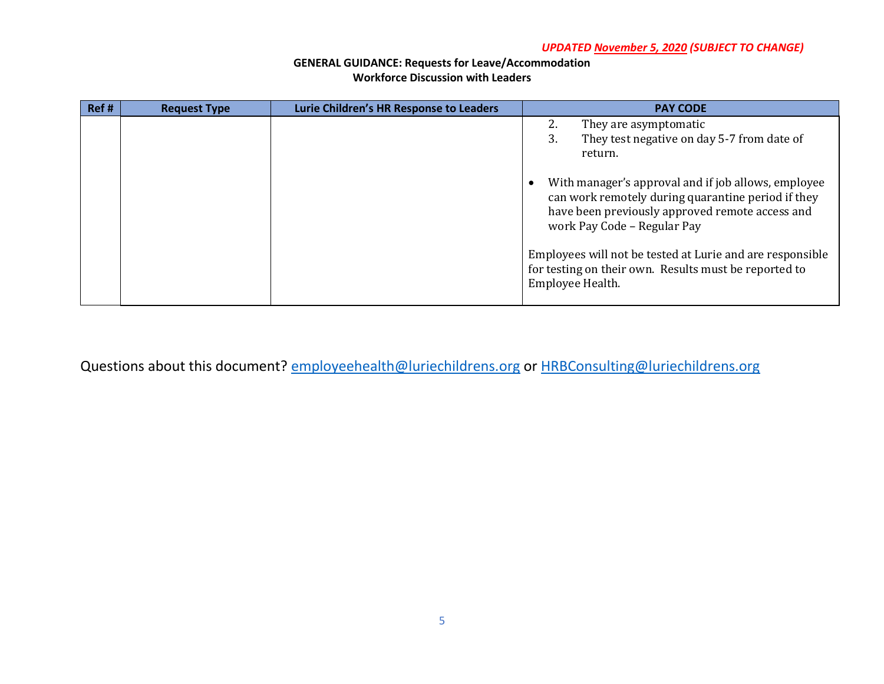*UPDATED November 5, 2020 (SUBJECT TO CHANGE)*

**GENERAL GUIDANCE: Requests for Leave/Accommodation**
**Workforce Discussion with Leaders**

| Ref # | Request Type | Lurie Children's HR Response to Leaders | PAY CODE |
|---|---|---|---|
| | | | 2. They are asymptomatic<br>3. They test negative on day 5-7 from date of return.<br><br>• With manager's approval and if job allows, employee can work remotely during quarantine period if they have been previously approved remote access and work Pay Code – Regular Pay<br><br>Employees will not be tested at Lurie and are responsible for testing on their own. Results must be reported to Employee Health. |

Questions about this document? employeehealth@luriechildrens.org or HRBConsulting@luriechildrens.org